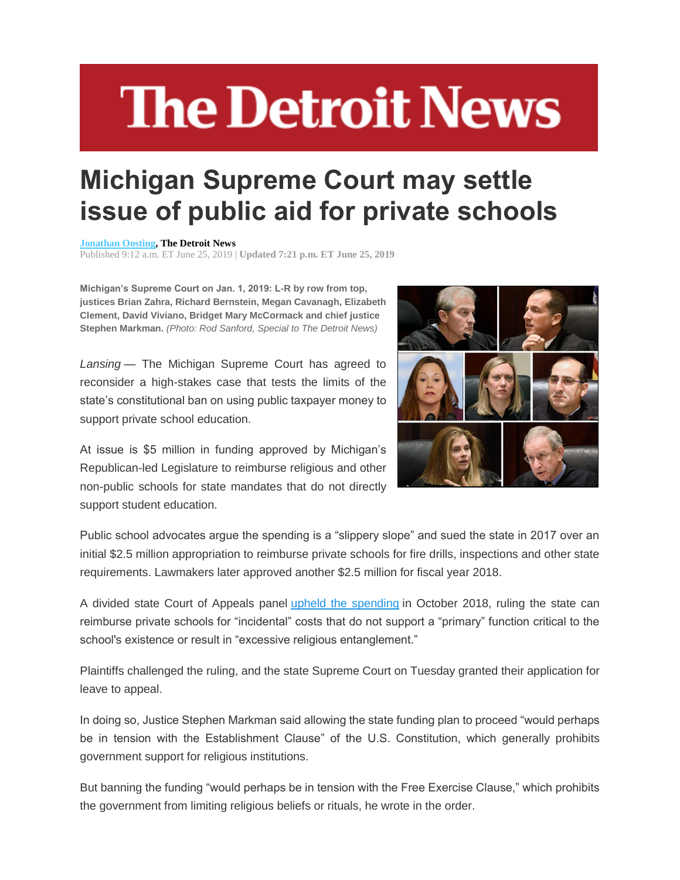# The Detroit News

# Michigan Supreme Court may settle issue of public aid for private schools

**Jonathan Oosting, The Detroit News**
Published 9:12 a.m. ET June 25, 2019 | **Updated 7:21 p.m. ET June 25, 2019**

**Michigan's Supreme Court on Jan. 1, 2019: L-R by row from top, justices Brian Zahra, Richard Bernstein, Megan Cavanagh, Elizabeth Clement, David Viviano, Bridget Mary McCormack and chief justice Stephen Markman.** *(Photo: Rod Sanford, Special to The Detroit News)*

*Lansing* — The Michigan Supreme Court has agreed to reconsider a high-stakes case that tests the limits of the state's constitutional ban on using public taxpayer money to support private school education.

At issue is $5 million in funding approved by Michigan's Republican-led Legislature to reimburse religious and other non-public schools for state mandates that do not directly support student education.

Public school advocates argue the spending is a "slippery slope" and sued the state in 2017 over an initial $2.5 million appropriation to reimburse private schools for fire drills, inspections and other state requirements. Lawmakers later approved another $2.5 million for fiscal year 2018.

A divided state Court of Appeals panel upheld the spending in October 2018, ruling the state can reimburse private schools for "incidental" costs that do not support a "primary" function critical to the school's existence or result in "excessive religious entanglement."

Plaintiffs challenged the ruling, and the state Supreme Court on Tuesday granted their application for leave to appeal.

In doing so, Justice Stephen Markman said allowing the state funding plan to proceed "would perhaps be in tension with the Establishment Clause" of the U.S. Constitution, which generally prohibits government support for religious institutions.

But banning the funding "would perhaps be in tension with the Free Exercise Clause," which prohibits the government from limiting religious beliefs or rituals, he wrote in the order.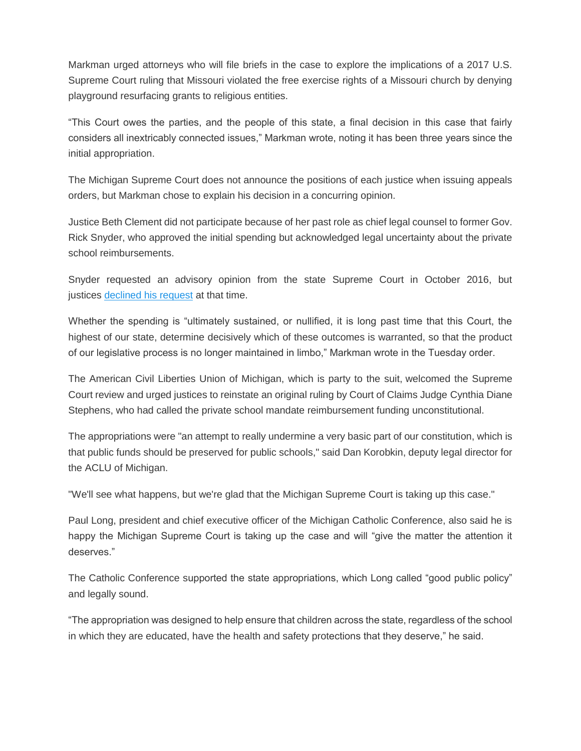Markman urged attorneys who will file briefs in the case to explore the implications of a 2017 U.S. Supreme Court ruling that Missouri violated the free exercise rights of a Missouri church by denying playground resurfacing grants to religious entities.

“This Court owes the parties, and the people of this state, a final decision in this case that fairly considers all inextricably connected issues,” Markman wrote, noting it has been three years since the initial appropriation.

The Michigan Supreme Court does not announce the positions of each justice when issuing appeals orders, but Markman chose to explain his decision in a concurring opinion.

Justice Beth Clement did not participate because of her past role as chief legal counsel to former Gov. Rick Snyder, who approved the initial spending but acknowledged legal uncertainty about the private school reimbursements.

Snyder requested an advisory opinion from the state Supreme Court in October 2016, but justices [declined his request] at that time.

Whether the spending is “ultimately sustained, or nullified, it is long past time that this Court, the highest of our state, determine decisively which of these outcomes is warranted, so that the product of our legislative process is no longer maintained in limbo,” Markman wrote in the Tuesday order.

The American Civil Liberties Union of Michigan, which is party to the suit, welcomed the Supreme Court review and urged justices to reinstate an original ruling by Court of Claims Judge Cynthia Diane Stephens, who had called the private school mandate reimbursement funding unconstitutional.

The appropriations were "an attempt to really undermine a very basic part of our constitution, which is that public funds should be preserved for public schools," said Dan Korobkin, deputy legal director for the ACLU of Michigan.

"We'll see what happens, but we're glad that the Michigan Supreme Court is taking up this case."

Paul Long, president and chief executive officer of the Michigan Catholic Conference, also said he is happy the Michigan Supreme Court is taking up the case and will “give the matter the attention it deserves.”

The Catholic Conference supported the state appropriations, which Long called “good public policy” and legally sound.

“The appropriation was designed to help ensure that children across the state, regardless of the school in which they are educated, have the health and safety protections that they deserve,” he said.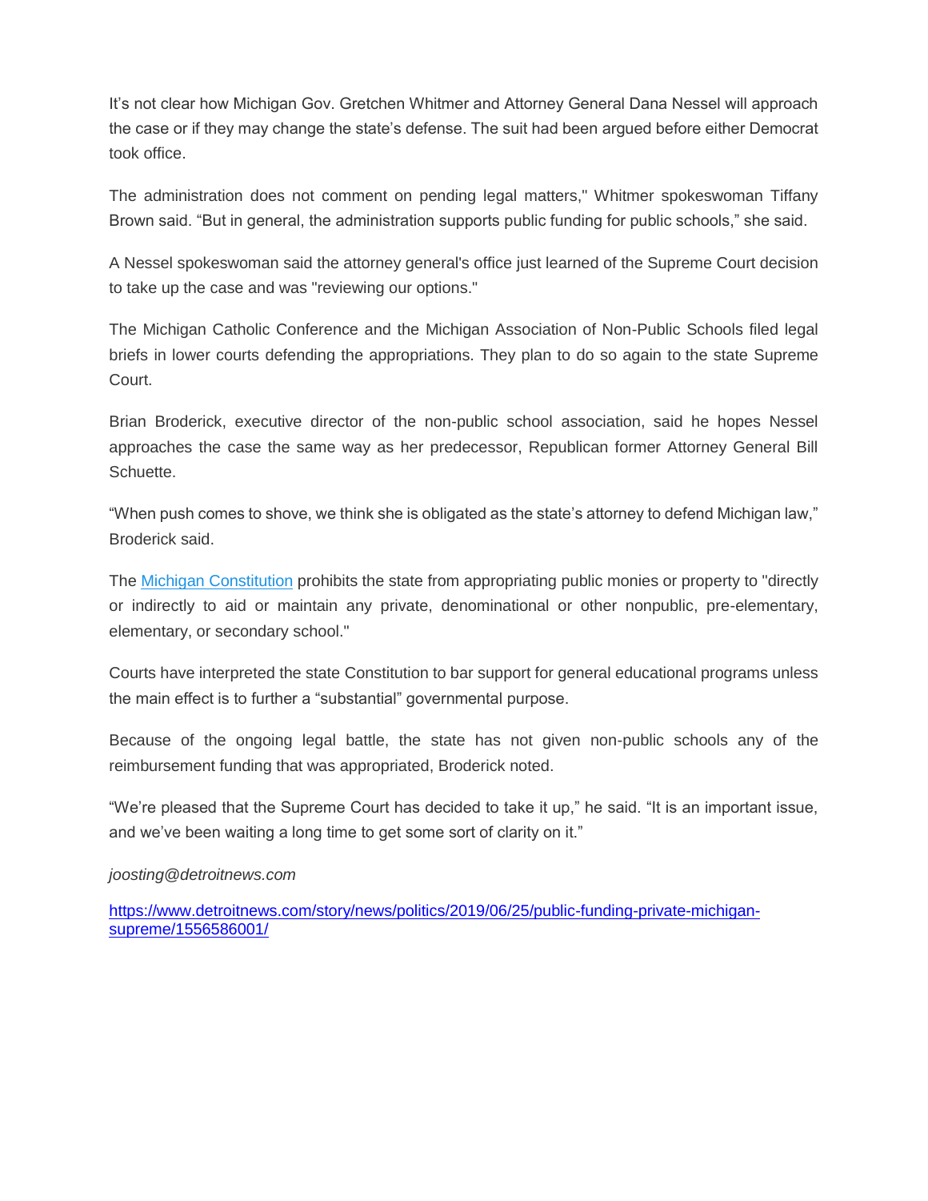It's not clear how Michigan Gov. Gretchen Whitmer and Attorney General Dana Nessel will approach the case or if they may change the state's defense. The suit had been argued before either Democrat took office.

The administration does not comment on pending legal matters," Whitmer spokeswoman Tiffany Brown said. "But in general, the administration supports public funding for public schools," she said.

A Nessel spokeswoman said the attorney general's office just learned of the Supreme Court decision to take up the case and was "reviewing our options."

The Michigan Catholic Conference and the Michigan Association of Non-Public Schools filed legal briefs in lower courts defending the appropriations. They plan to do so again to the state Supreme Court.

Brian Broderick, executive director of the non-public school association, said he hopes Nessel approaches the case the same way as her predecessor, Republican former Attorney General Bill Schuette.

"When push comes to shove, we think she is obligated as the state's attorney to defend Michigan law," Broderick said.

The [Michigan Constitution](#) prohibits the state from appropriating public monies or property to "directly or indirectly to aid or maintain any private, denominational or other nonpublic, pre-elementary, elementary, or secondary school."

Courts have interpreted the state Constitution to bar support for general educational programs unless the main effect is to further a "substantial" governmental purpose.

Because of the ongoing legal battle, the state has not given non-public schools any of the reimbursement funding that was appropriated, Broderick noted.

"We're pleased that the Supreme Court has decided to take it up," he said. "It is an important issue, and we've been waiting a long time to get some sort of clarity on it."

*joosting@detroitnews.com*

https://www.detroitnews.com/story/news/politics/2019/06/25/public-funding-private-michigan-supreme/1556586001/